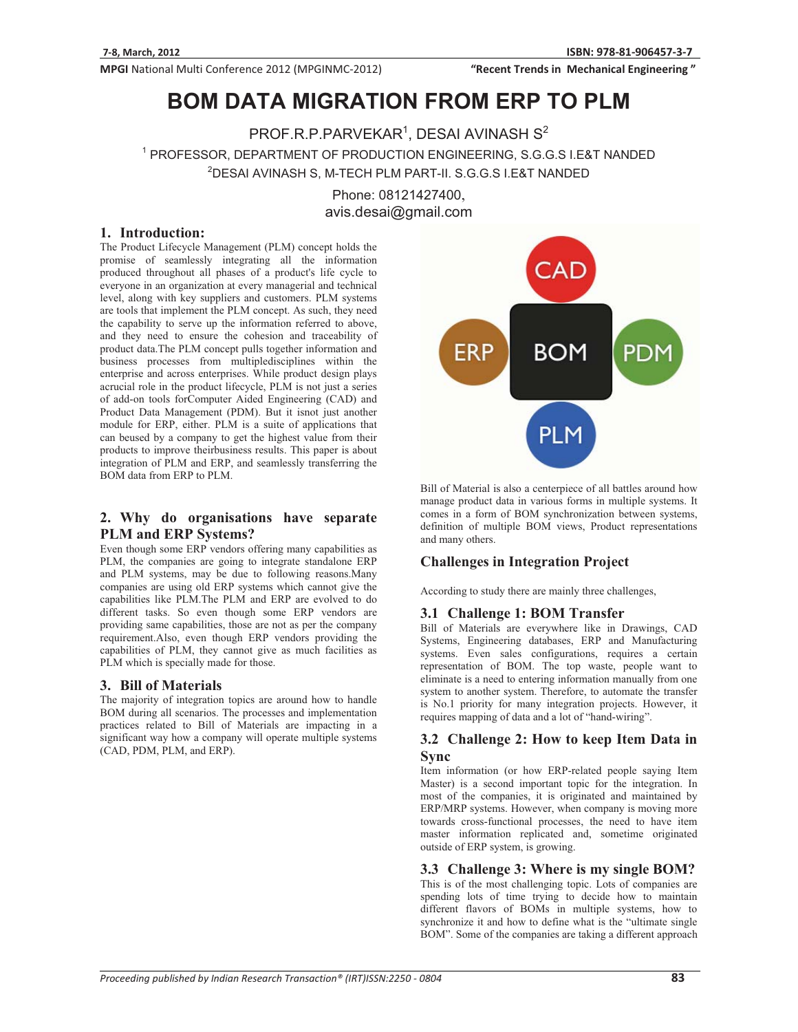# BOM DATA MIGRATION FROM ERP TO PLM

PROF.R.P.PARVEKAR[1], DESAI AVINASH S[2]

[1] PROFESSOR, DEPARTMENT OF PRODUCTION ENGINEERING, S.G.G.S I.E&T NANDED

[2]DESAI AVINASH S, M-TECH PLM PART-II. S.G.G.S I.E&T NANDED

Phone: 08121427400,
avis.desai@gmail.com

## 1. Introduction:

The Product Lifecycle Management (PLM) concept holds the promise of seamlessly integrating all the information produced throughout all phases of a product's life cycle to everyone in an organization at every managerial and technical level, along with key suppliers and customers. PLM systems are tools that implement the PLM concept. As such, they need the capability to serve up the information referred to above, and they need to ensure the cohesion and traceability of product data.The PLM concept pulls together information and business processes from multipledisciplines within the enterprise and across enterprises. While product design plays acrucial role in the product lifecycle, PLM is not just a series of add-on tools forComputer Aided Engineering (CAD) and Product Data Management (PDM). But it isnot just another module for ERP, either. PLM is a suite of applications that can beused by a company to get the highest value from their products to improve theirbusiness results. This paper is about integration of PLM and ERP, and seamlessly transferring the BOM data from ERP to PLM.

## 2. Why do organisations have separate PLM and ERP Systems?

Even though some ERP vendors offering many capabilities as PLM, the companies are going to integrate standalone ERP and PLM systems, may be due to following reasons.Many companies are using old ERP systems which cannot give the capabilities like PLM.The PLM and ERP are evolved to do different tasks. So even though some ERP vendors are providing same capabilities, those are not as per the company requirement.Also, even though ERP vendors providing the capabilities of PLM, they cannot give as much facilities as PLM which is specially made for those.

## 3. Bill of Materials

The majority of integration topics are around how to handle BOM during all scenarios. The processes and implementation practices related to Bill of Materials are impacting in a significant way how a company will operate multiple systems (CAD, PDM, PLM, and ERP).

Bill of Material is also a centerpiece of all battles around how manage product data in various forms in multiple systems. It comes in a form of BOM synchronization between systems, definition of multiple BOM views, Product representations and many others.

## Challenges in Integration Project

According to study there are mainly three challenges,

### 3.1 Challenge 1: BOM Transfer

Bill of Materials are everywhere like in Drawings, CAD Systems, Engineering databases, ERP and Manufacturing systems. Even sales configurations, requires a certain representation of BOM. The top waste, people want to eliminate is a need to entering information manually from one system to another system. Therefore, to automate the transfer is No.1 priority for many integration projects. However, it requires mapping of data and a lot of "hand-wiring".

### 3.2 Challenge 2: How to keep Item Data in Sync

Item information (or how ERP-related people saying Item Master) is a second important topic for the integration. In most of the companies, it is originated and maintained by ERP/MRP systems. However, when company is moving more towards cross-functional processes, the need to have item master information replicated and, sometime originated outside of ERP system, is growing.

### 3.3 Challenge 3: Where is my single BOM?

This is of the most challenging topic. Lots of companies are spending lots of time trying to decide how to maintain different flavors of BOMs in multiple systems, how to synchronize it and how to define what is the "ultimate single BOM". Some of the companies are taking a different approach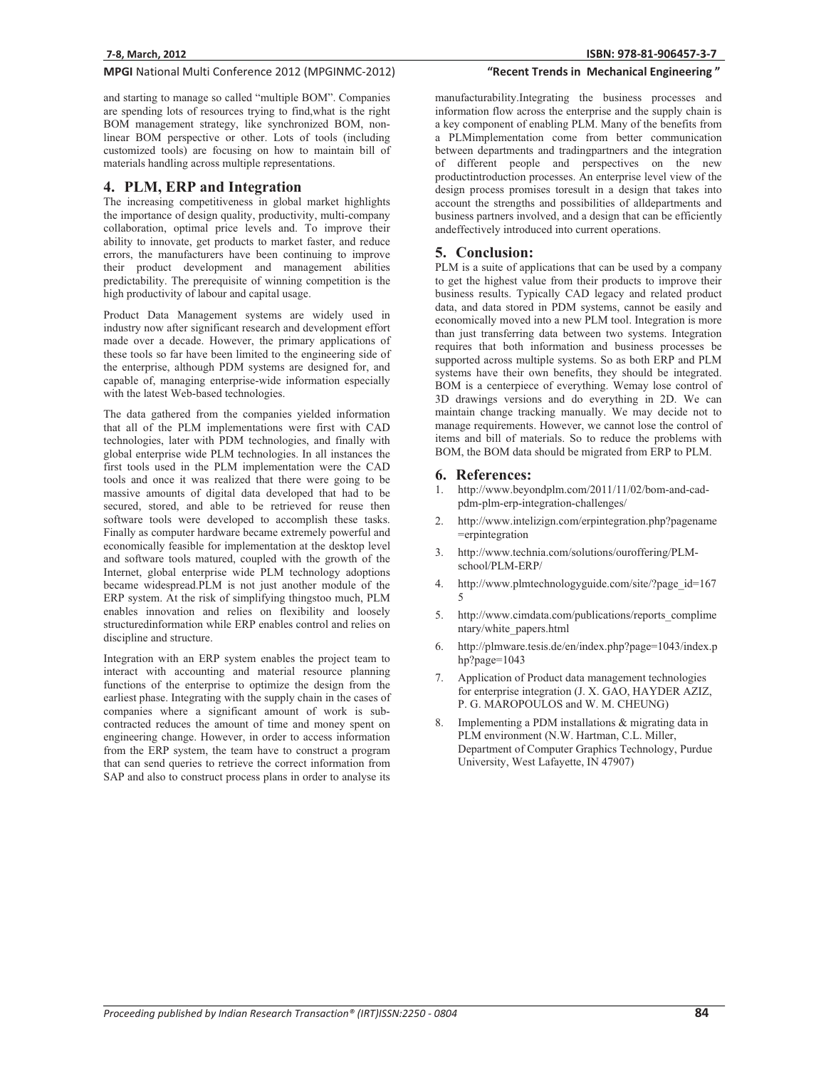and starting to manage so called "multiple BOM". Companies are spending lots of resources trying to find,what is the right BOM management strategy, like synchronized BOM, non-linear BOM perspective or other. Lots of tools (including customized tools) are focusing on how to maintain bill of materials handling across multiple representations.

## 4. PLM, ERP and Integration

The increasing competitiveness in global market highlights the importance of design quality, productivity, multi-company collaboration, optimal price levels and. To improve their ability to innovate, get products to market faster, and reduce errors, the manufacturers have been continuing to improve their product development and management abilities predictability. The prerequisite of winning competition is the high productivity of labour and capital usage.

Product Data Management systems are widely used in industry now after significant research and development effort made over a decade. However, the primary applications of these tools so far have been limited to the engineering side of the enterprise, although PDM systems are designed for, and capable of, managing enterprise-wide information especially with the latest Web-based technologies.

The data gathered from the companies yielded information that all of the PLM implementations were first with CAD technologies, later with PDM technologies, and finally with global enterprise wide PLM technologies. In all instances the first tools used in the PLM implementation were the CAD tools and once it was realized that there were going to be massive amounts of digital data developed that had to be secured, stored, and able to be retrieved for reuse then software tools were developed to accomplish these tasks. Finally as computer hardware became extremely powerful and economically feasible for implementation at the desktop level and software tools matured, coupled with the growth of the Internet, global enterprise wide PLM technology adoptions became widespread.PLM is not just another module of the ERP system. At the risk of simplifying thingstoo much, PLM enables innovation and relies on flexibility and loosely structuredinformation while ERP enables control and relies on discipline and structure.

Integration with an ERP system enables the project team to interact with accounting and material resource planning functions of the enterprise to optimize the design from the earliest phase. Integrating with the supply chain in the cases of companies where a significant amount of work is sub-contracted reduces the amount of time and money spent on engineering change. However, in order to access information from the ERP system, the team have to construct a program that can send queries to retrieve the correct information from SAP and also to construct process plans in order to analyse its manufacturability.Integrating the business processes and information flow across the enterprise and the supply chain is a key component of enabling PLM. Many of the benefits from a PLMimplementation come from better communication between departments and tradingpartners and the integration of different people and perspectives on the new productintroduction processes. An enterprise level view of the design process promises toresult in a design that takes into account the strengths and possibilities of alldepartments and business partners involved, and a design that can be efficiently andeffectively introduced into current operations.

## 5. Conclusion:

PLM is a suite of applications that can be used by a company to get the highest value from their products to improve their business results. Typically CAD legacy and related product data, and data stored in PDM systems, cannot be easily and economically moved into a new PLM tool. Integration is more than just transferring data between two systems. Integration requires that both information and business processes be supported across multiple systems. So as both ERP and PLM systems have their own benefits, they should be integrated. BOM is a centerpiece of everything. Wemay lose control of 3D drawings versions and do everything in 2D. We can maintain change tracking manually. We may decide not to manage requirements. However, we cannot lose the control of items and bill of materials. So to reduce the problems with BOM, the BOM data should be migrated from ERP to PLM.

## 6. References:

1. http://www.beyondplm.com/2011/11/02/bom-and-cad-pdm-plm-erp-integration-challenges/
2. http://www.intelizign.com/erpintegration.php?pagename=erpintegration
3. http://www.technia.com/solutions/ouroffering/PLM-school/PLM-ERP/
4. http://www.plmtechnologyguide.com/site/?page_id=1675
5. http://www.cimdata.com/publications/reports_complimentary/white_papers.html
6. http://plmware.tesis.de/en/index.php?page=1043/index.php?page=1043
7. Application of Product data management technologies for enterprise integration (J. X. GAO, HAYDER AZIZ, P. G. MAROPOULOS and W. M. CHEUNG)
8. Implementing a PDM installations & migrating data in PLM environment (N.W. Hartman, C.L. Miller, Department of Computer Graphics Technology, Purdue University, West Lafayette, IN 47907)